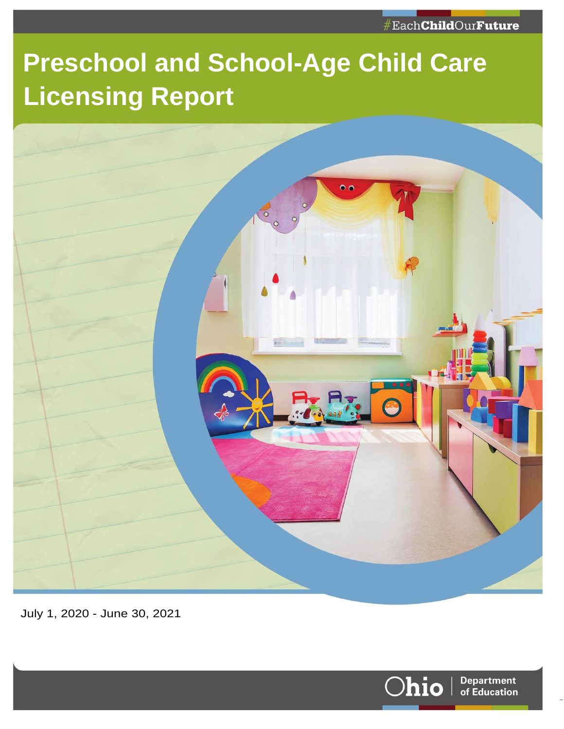#EachChildOurFuture

# Preschool and School-Age Child Care Licensing Report

July 1, 2020 - June 30, 2021

Ohio | Department of Education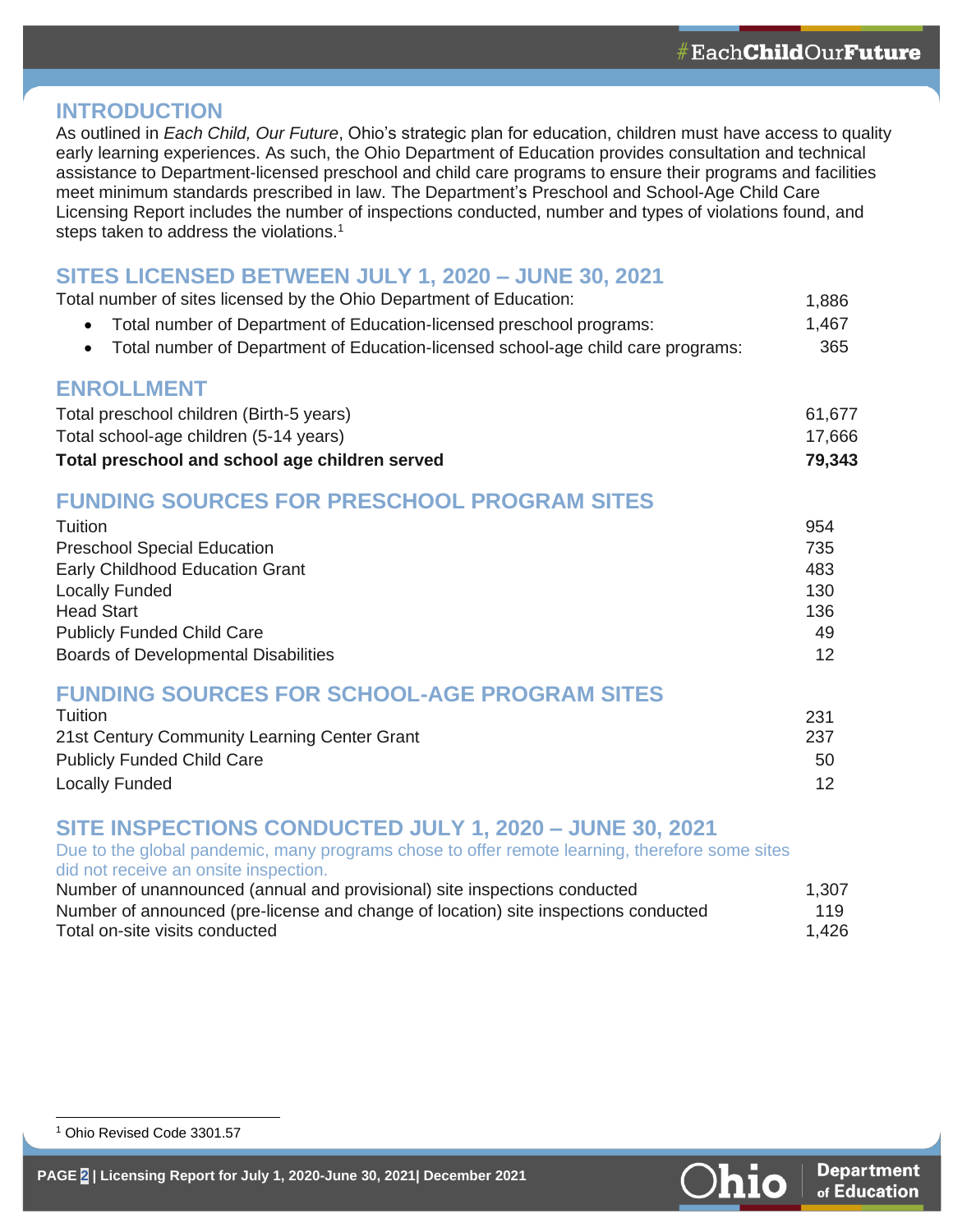## INTRODUCTION

As outlined in *Each Child, Our Future*, Ohio's strategic plan for education, children must have access to quality early learning experiences. As such, the Ohio Department of Education provides consultation and technical assistance to Department-licensed preschool and child care programs to ensure their programs and facilities meet minimum standards prescribed in law. The Department's Preschool and School-Age Child Care Licensing Report includes the number of inspections conducted, number and types of violations found, and steps taken to address the violations.[1]

## SITES LICENSED BETWEEN JULY 1, 2020 – JUNE 30, 2021

| | |
|---|---|
| Total number of sites licensed by the Ohio Department of Education: | 1,886 |
| • Total number of Department of Education-licensed preschool programs: | 1,467 |
| • Total number of Department of Education-licensed school-age child care programs: | 365 |

## ENROLLMENT

| | |
|---|---|
| Total preschool children (Birth-5 years) | 61,677 |
| Total school-age children (5-14 years) | 17,666 |
| **Total preschool and school age children served** | **79,343** |

## FUNDING SOURCES FOR PRESCHOOL PROGRAM SITES

| | |
|---|---|
| Tuition | 954 |
| Preschool Special Education | 735 |
| Early Childhood Education Grant | 483 |
| Locally Funded | 130 |
| Head Start | 136 |
| Publicly Funded Child Care | 49 |
| Boards of Developmental Disabilities | 12 |

## FUNDING SOURCES FOR SCHOOL-AGE PROGRAM SITES

| | |
|---|---|
| Tuition | 231 |
| 21st Century Community Learning Center Grant | 237 |
| Publicly Funded Child Care | 50 |
| Locally Funded | 12 |

## SITE INSPECTIONS CONDUCTED JULY 1, 2020 – JUNE 30, 2021

Due to the global pandemic, many programs chose to offer remote learning, therefore some sites did not receive an onsite inspection.

| | |
|---|---|
| Number of unannounced (annual and provisional) site inspections conducted | 1,307 |
| Number of announced (pre-license and change of location) site inspections conducted | 119 |
| Total on-site visits conducted | 1,426 |

[1] Ohio Revised Code 3301.57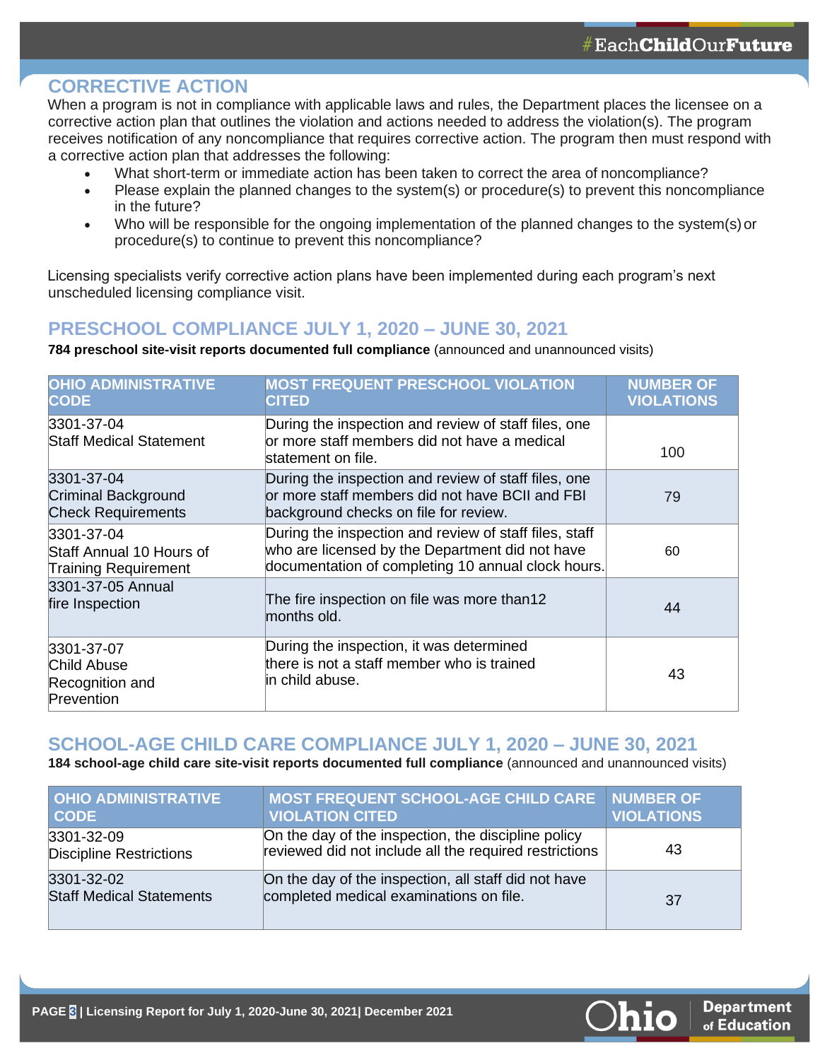## CORRECTIVE ACTION

When a program is not in compliance with applicable laws and rules, the Department places the licensee on a corrective action plan that outlines the violation and actions needed to address the violation(s). The program receives notification of any noncompliance that requires corrective action. The program then must respond with a corrective action plan that addresses the following:

- What short-term or immediate action has been taken to correct the area of noncompliance?
- Please explain the planned changes to the system(s) or procedure(s) to prevent this noncompliance in the future?
- Who will be responsible for the ongoing implementation of the planned changes to the system(s) or procedure(s) to continue to prevent this noncompliance?

Licensing specialists verify corrective action plans have been implemented during each program's next unscheduled licensing compliance visit.

## PRESCHOOL COMPLIANCE JULY 1, 2020 – JUNE 30, 2021

**784 preschool site-visit reports documented full compliance** (announced and unannounced visits)

| OHIO ADMINISTRATIVE CODE | MOST FREQUENT PRESCHOOL VIOLATION CITED | NUMBER OF VIOLATIONS |
|---|---|---|
| 3301-37-04 Staff Medical Statement | During the inspection and review of staff files, one or more staff members did not have a medical statement on file. | 100 |
| 3301-37-04 Criminal Background Check Requirements | During the inspection and review of staff files, one or more staff members did not have BCII and FBI background checks on file for review. | 79 |
| 3301-37-04 Staff Annual 10 Hours of Training Requirement | During the inspection and review of staff files, staff who are licensed by the Department did not have documentation of completing 10 annual clock hours. | 60 |
| 3301-37-05 Annual fire Inspection | The fire inspection on file was more than12 months old. | 44 |
| 3301-37-07 Child Abuse Recognition and Prevention | During the inspection, it was determined there is not a staff member who is trained in child abuse. | 43 |

## SCHOOL-AGE CHILD CARE COMPLIANCE JULY 1, 2020 – JUNE 30, 2021

**184 school-age child care site-visit reports documented full compliance** (announced and unannounced visits)

| OHIO ADMINISTRATIVE CODE | MOST FREQUENT SCHOOL-AGE CHILD CARE VIOLATION CITED | NUMBER OF VIOLATIONS |
|---|---|---|
| 3301-32-09 Discipline Restrictions | On the day of the inspection, the discipline policy reviewed did not include all the required restrictions | 43 |
| 3301-32-02 Staff Medical Statements | On the day of the inspection, all staff did not have completed medical examinations on file. | 37 |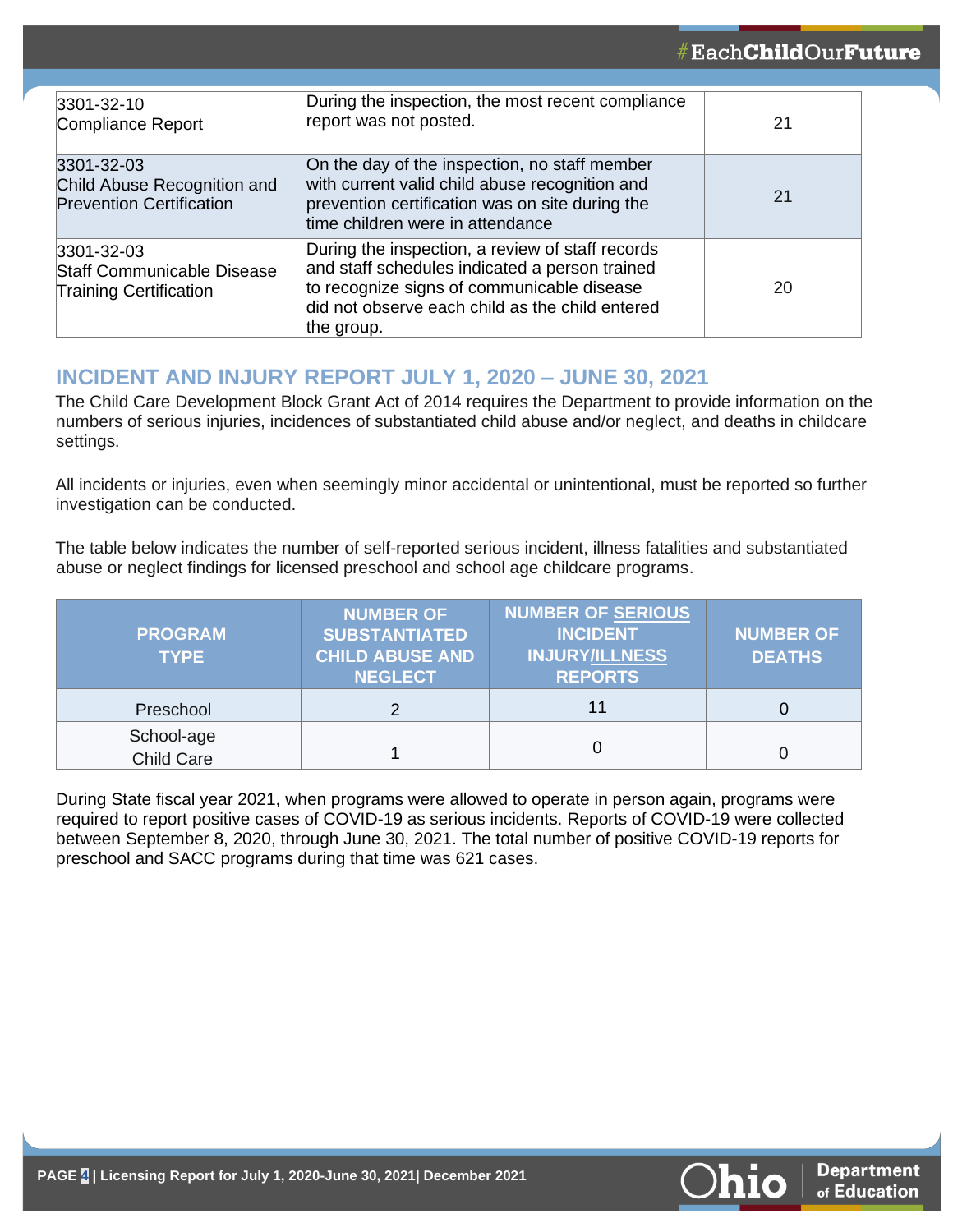| 3301-32-10 Compliance Report | During the inspection, the most recent compliance report was not posted. | 21 |
|---|---|---|
| 3301-32-03 Child Abuse Recognition and Prevention Certification | On the day of the inspection, no staff member with current valid child abuse recognition and prevention certification was on site during the time children were in attendance | 21 |
| 3301-32-03 Staff Communicable Disease Training Certification | During the inspection, a review of staff records and staff schedules indicated a person trained to recognize signs of communicable disease did not observe each child as the child entered the group. | 20 |

## INCIDENT AND INJURY REPORT JULY 1, 2020 – JUNE 30, 2021

The Child Care Development Block Grant Act of 2014 requires the Department to provide information on the numbers of serious injuries, incidences of substantiated child abuse and/or neglect, and deaths in childcare settings.

All incidents or injuries, even when seemingly minor accidental or unintentional, must be reported so further investigation can be conducted.

The table below indicates the number of self-reported serious incident, illness fatalities and substantiated abuse or neglect findings for licensed preschool and school age childcare programs.

| PROGRAM TYPE | NUMBER OF SUBSTANTIATED CHILD ABUSE AND NEGLECT | NUMBER OF SERIOUS INCIDENT INJURY/ILLNESS REPORTS | NUMBER OF DEATHS |
|---|---|---|---|
| Preschool | 2 | 11 | 0 |
| School-age Child Care | 1 | 0 | 0 |

During State fiscal year 2021, when programs were allowed to operate in person again, programs were required to report positive cases of COVID-19 as serious incidents. Reports of COVID-19 were collected between September 8, 2020, through June 30, 2021. The total number of positive COVID-19 reports for preschool and SACC programs during that time was 621 cases.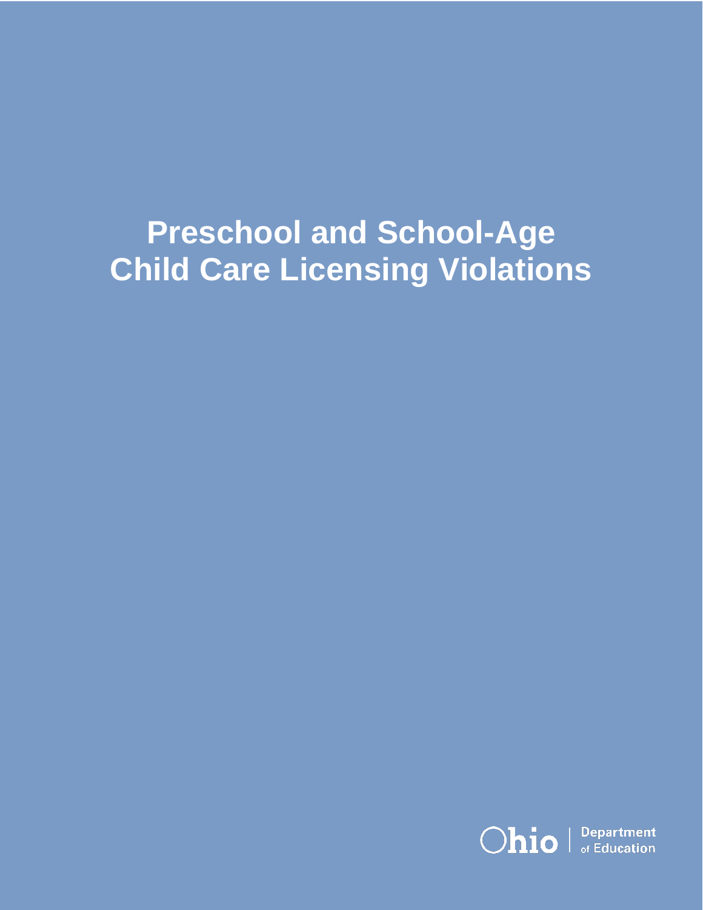# Preschool and School-Age Child Care Licensing Violations

Ohio | Department of Education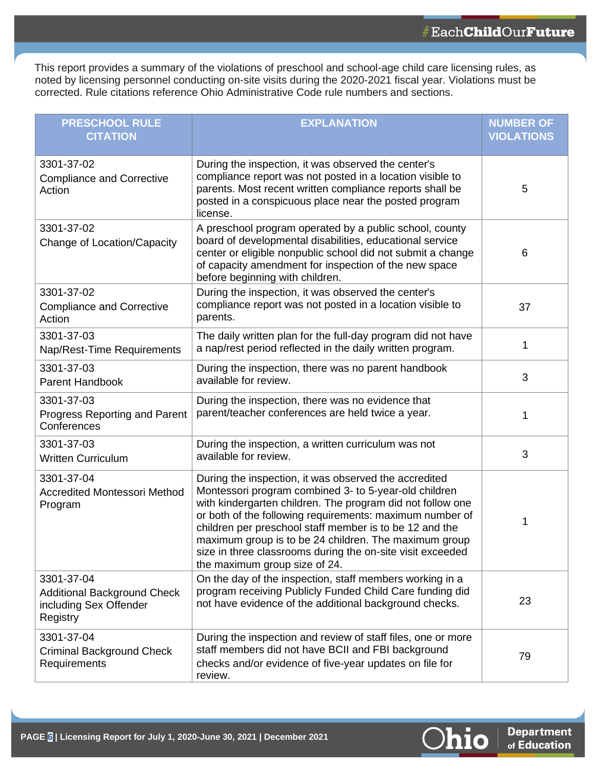This report provides a summary of the violations of preschool and school-age child care licensing rules, as noted by licensing personnel conducting on-site visits during the 2020-2021 fiscal year. Violations must be corrected. Rule citations reference Ohio Administrative Code rule numbers and sections.

| PRESCHOOL RULE CITATION | EXPLANATION | NUMBER OF VIOLATIONS |
|---|---|---|
| 3301-37-02 Compliance and Corrective Action | During the inspection, it was observed the center's compliance report was not posted in a location visible to parents. Most recent written compliance reports shall be posted in a conspicuous place near the posted program license. | 5 |
| 3301-37-02 Change of Location/Capacity | A preschool program operated by a public school, county board of developmental disabilities, educational service center or eligible nonpublic school did not submit a change of capacity amendment for inspection of the new space before beginning with children. | 6 |
| 3301-37-02 Compliance and Corrective Action | During the inspection, it was observed the center's compliance report was not posted in a location visible to parents. | 37 |
| 3301-37-03 Nap/Rest-Time Requirements | The daily written plan for the full-day program did not have a nap/rest period reflected in the daily written program. | 1 |
| 3301-37-03 Parent Handbook | During the inspection, there was no parent handbook available for review. | 3 |
| 3301-37-03 Progress Reporting and Parent Conferences | During the inspection, there was no evidence that parent/teacher conferences are held twice a year. | 1 |
| 3301-37-03 Written Curriculum | During the inspection, a written curriculum was not available for review. | 3 |
| 3301-37-04 Accredited Montessori Method Program | During the inspection, it was observed the accredited Montessori program combined 3- to 5-year-old children with kindergarten children. The program did not follow one or both of the following requirements: maximum number of children per preschool staff member is to be 12 and the maximum group is to be 24 children. The maximum group size in three classrooms during the on-site visit exceeded the maximum group size of 24. | 1 |
| 3301-37-04 Additional Background Check including Sex Offender Registry | On the day of the inspection, staff members working in a program receiving Publicly Funded Child Care funding did not have evidence of the additional background checks. | 23 |
| 3301-37-04 Criminal Background Check Requirements | During the inspection and review of staff files, one or more staff members did not have BCII and FBI background checks and/or evidence of five-year updates on file for review. | 79 |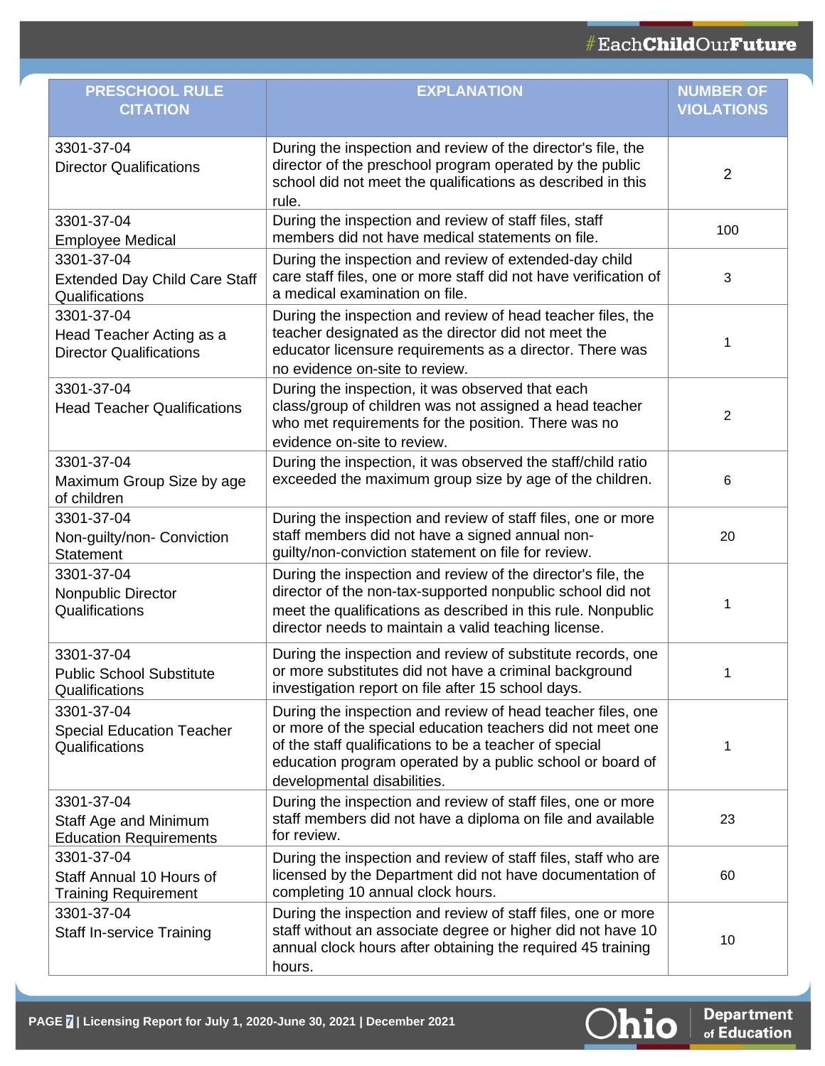| PRESCHOOL RULE CITATION | EXPLANATION | NUMBER OF VIOLATIONS |
|---|---|---|
| 3301-37-04 Director Qualifications | During the inspection and review of the director's file, the director of the preschool program operated by the public school did not meet the qualifications as described in this rule. | 2 |
| 3301-37-04 Employee Medical | During the inspection and review of staff files, staff members did not have medical statements on file. | 100 |
| 3301-37-04 Extended Day Child Care Staff Qualifications | During the inspection and review of extended-day child care staff files, one or more staff did not have verification of a medical examination on file. | 3 |
| 3301-37-04 Head Teacher Acting as a Director Qualifications | During the inspection and review of head teacher files, the teacher designated as the director did not meet the educator licensure requirements as a director. There was no evidence on-site to review. | 1 |
| 3301-37-04 Head Teacher Qualifications | During the inspection, it was observed that each class/group of children was not assigned a head teacher who met requirements for the position. There was no evidence on-site to review. | 2 |
| 3301-37-04 Maximum Group Size by age of children | During the inspection, it was observed the staff/child ratio exceeded the maximum group size by age of the children. | 6 |
| 3301-37-04 Non-guilty/non- Conviction Statement | During the inspection and review of staff files, one or more staff members did not have a signed annual non-guilty/non-conviction statement on file for review. | 20 |
| 3301-37-04 Nonpublic Director Qualifications | During the inspection and review of the director's file, the director of the non-tax-supported nonpublic school did not meet the qualifications as described in this rule. Nonpublic director needs to maintain a valid teaching license. | 1 |
| 3301-37-04 Public School Substitute Qualifications | During the inspection and review of substitute records, one or more substitutes did not have a criminal background investigation report on file after 15 school days. | 1 |
| 3301-37-04 Special Education Teacher Qualifications | During the inspection and review of head teacher files, one or more of the special education teachers did not meet one of the staff qualifications to be a teacher of special education program operated by a public school or board of developmental disabilities. | 1 |
| 3301-37-04 Staff Age and Minimum Education Requirements | During the inspection and review of staff files, one or more staff members did not have a diploma on file and available for review. | 23 |
| 3301-37-04 Staff Annual 10 Hours of Training Requirement | During the inspection and review of staff files, staff who are licensed by the Department did not have documentation of completing 10 annual clock hours. | 60 |
| 3301-37-04 Staff In-service Training | During the inspection and review of staff files, one or more staff without an associate degree or higher did not have 10 annual clock hours after obtaining the required 45 training hours. | 10 |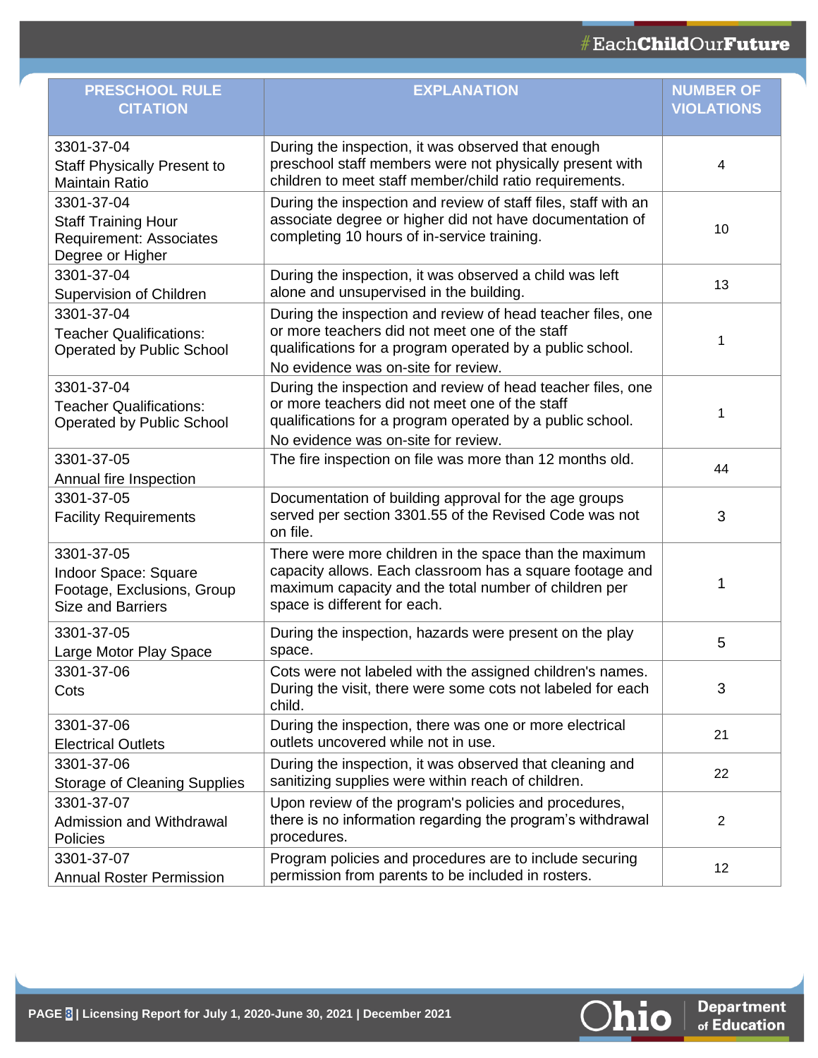| PRESCHOOL RULE CITATION | EXPLANATION | NUMBER OF VIOLATIONS |
|---|---|---|
| 3301-37-04 Staff Physically Present to Maintain Ratio | During the inspection, it was observed that enough preschool staff members were not physically present with children to meet staff member/child ratio requirements. | 4 |
| 3301-37-04 Staff Training Hour Requirement: Associates Degree or Higher | During the inspection and review of staff files, staff with an associate degree or higher did not have documentation of completing 10 hours of in-service training. | 10 |
| 3301-37-04 Supervision of Children | During the inspection, it was observed a child was left alone and unsupervised in the building. | 13 |
| 3301-37-04 Teacher Qualifications: Operated by Public School | During the inspection and review of head teacher files, one or more teachers did not meet one of the staff qualifications for a program operated by a public school. No evidence was on-site for review. | 1 |
| 3301-37-04 Teacher Qualifications: Operated by Public School | During the inspection and review of head teacher files, one or more teachers did not meet one of the staff qualifications for a program operated by a public school. No evidence was on-site for review. | 1 |
| 3301-37-05 Annual fire Inspection | The fire inspection on file was more than 12 months old. | 44 |
| 3301-37-05 Facility Requirements | Documentation of building approval for the age groups served per section 3301.55 of the Revised Code was not on file. | 3 |
| 3301-37-05 Indoor Space: Square Footage, Exclusions, Group Size and Barriers | There were more children in the space than the maximum capacity allows. Each classroom has a square footage and maximum capacity and the total number of children per space is different for each. | 1 |
| 3301-37-05 Large Motor Play Space | During the inspection, hazards were present on the play space. | 5 |
| 3301-37-06 Cots | Cots were not labeled with the assigned children's names. During the visit, there were some cots not labeled for each child. | 3 |
| 3301-37-06 Electrical Outlets | During the inspection, there was one or more electrical outlets uncovered while not in use. | 21 |
| 3301-37-06 Storage of Cleaning Supplies | During the inspection, it was observed that cleaning and sanitizing supplies were within reach of children. | 22 |
| 3301-37-07 Admission and Withdrawal Policies | Upon review of the program's policies and procedures, there is no information regarding the program's withdrawal procedures. | 2 |
| 3301-37-07 Annual Roster Permission | Program policies and procedures are to include securing permission from parents to be included in rosters. | 12 |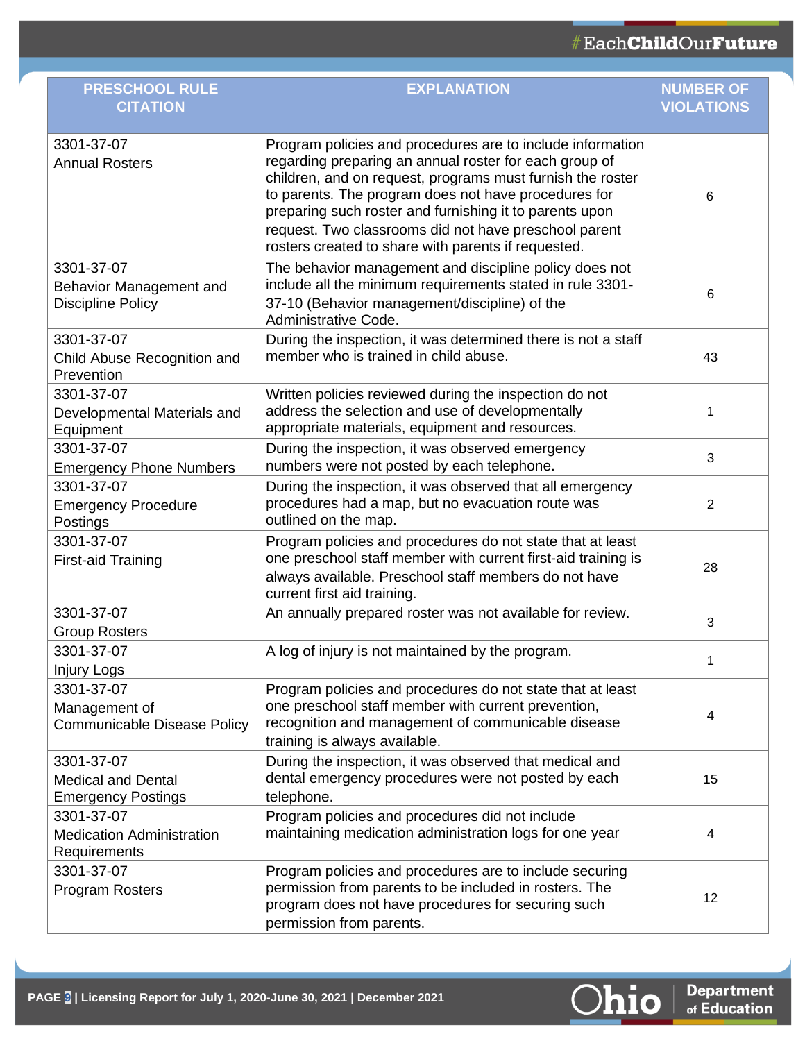| PRESCHOOL RULE CITATION | EXPLANATION | NUMBER OF VIOLATIONS |
|---|---|---|
| 3301-37-07 Annual Rosters | Program policies and procedures are to include information regarding preparing an annual roster for each group of children, and on request, programs must furnish the roster to parents. The program does not have procedures for preparing such roster and furnishing it to parents upon request. Two classrooms did not have preschool parent rosters created to share with parents if requested. | 6 |
| 3301-37-07 Behavior Management and Discipline Policy | The behavior management and discipline policy does not include all the minimum requirements stated in rule 3301-37-10 (Behavior management/discipline) of the Administrative Code. | 6 |
| 3301-37-07 Child Abuse Recognition and Prevention | During the inspection, it was determined there is not a staff member who is trained in child abuse. | 43 |
| 3301-37-07 Developmental Materials and Equipment | Written policies reviewed during the inspection do not address the selection and use of developmentally appropriate materials, equipment and resources. | 1 |
| 3301-37-07 Emergency Phone Numbers | During the inspection, it was observed emergency numbers were not posted by each telephone. | 3 |
| 3301-37-07 Emergency Procedure Postings | During the inspection, it was observed that all emergency procedures had a map, but no evacuation route was outlined on the map. | 2 |
| 3301-37-07 First-aid Training | Program policies and procedures do not state that at least one preschool staff member with current first-aid training is always available. Preschool staff members do not have current first aid training. | 28 |
| 3301-37-07 Group Rosters | An annually prepared roster was not available for review. | 3 |
| 3301-37-07 Injury Logs | A log of injury is not maintained by the program. | 1 |
| 3301-37-07 Management of Communicable Disease Policy | Program policies and procedures do not state that at least one preschool staff member with current prevention, recognition and management of communicable disease training is always available. | 4 |
| 3301-37-07 Medical and Dental Emergency Postings | During the inspection, it was observed that medical and dental emergency procedures were not posted by each telephone. | 15 |
| 3301-37-07 Medication Administration Requirements | Program policies and procedures did not include maintaining medication administration logs for one year | 4 |
| 3301-37-07 Program Rosters | Program policies and procedures are to include securing permission from parents to be included in rosters. The program does not have procedures for securing such permission from parents. | 12 |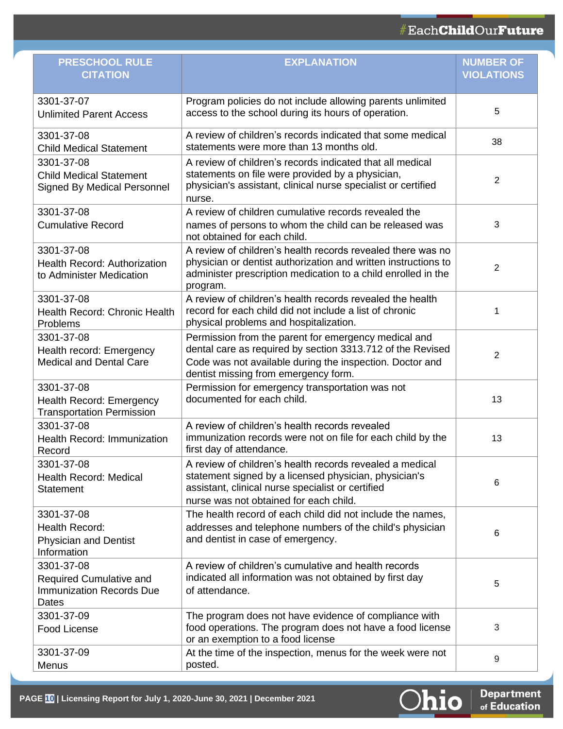| PRESCHOOL RULE CITATION | EXPLANATION | NUMBER OF VIOLATIONS |
|---|---|---|
| 3301-37-07 Unlimited Parent Access | Program policies do not include allowing parents unlimited access to the school during its hours of operation. | 5 |
| 3301-37-08 Child Medical Statement | A review of children's records indicated that some medical statements were more than 13 months old. | 38 |
| 3301-37-08 Child Medical Statement Signed By Medical Personnel | A review of children's records indicated that all medical statements on file were provided by a physician, physician's assistant, clinical nurse specialist or certified nurse. | 2 |
| 3301-37-08 Cumulative Record | A review of children cumulative records revealed the names of persons to whom the child can be released was not obtained for each child. | 3 |
| 3301-37-08 Health Record: Authorization to Administer Medication | A review of children's health records revealed there was no physician or dentist authorization and written instructions to administer prescription medication to a child enrolled in the program. | 2 |
| 3301-37-08 Health Record: Chronic Health Problems | A review of children's health records revealed the health record for each child did not include a list of chronic physical problems and hospitalization. | 1 |
| 3301-37-08 Health record: Emergency Medical and Dental Care | Permission from the parent for emergency medical and dental care as required by section 3313.712 of the Revised Code was not available during the inspection. Doctor and dentist missing from emergency form. | 2 |
| 3301-37-08 Health Record: Emergency Transportation Permission | Permission for emergency transportation was not documented for each child. | 13 |
| 3301-37-08 Health Record: Immunization Record | A review of children's health records revealed immunization records were not on file for each child by the first day of attendance. | 13 |
| 3301-37-08 Health Record: Medical Statement | A review of children's health records revealed a medical statement signed by a licensed physician, physician's assistant, clinical nurse specialist or certified nurse was not obtained for each child. | 6 |
| 3301-37-08 Health Record: Physician and Dentist Information | The health record of each child did not include the names, addresses and telephone numbers of the child's physician and dentist in case of emergency. | 6 |
| 3301-37-08 Required Cumulative and Immunization Records Due Dates | A review of children's cumulative and health records indicated all information was not obtained by first day of attendance. | 5 |
| 3301-37-09 Food License | The program does not have evidence of compliance with food operations. The program does not have a food license or an exemption to a food license | 3 |
| 3301-37-09 Menus | At the time of the inspection, menus for the week were not posted. | 9 |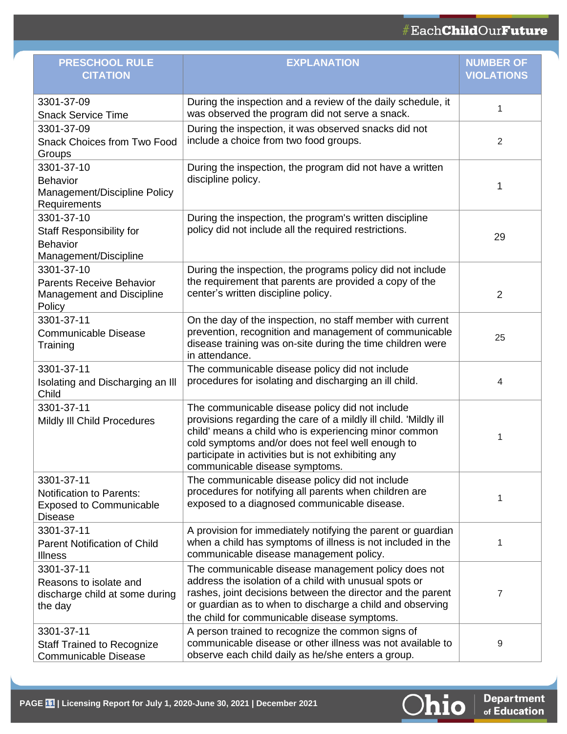| PRESCHOOL RULE CITATION | EXPLANATION | NUMBER OF VIOLATIONS |
|---|---|---|
| 3301-37-09 Snack Service Time | During the inspection and a review of the daily schedule, it was observed the program did not serve a snack. | 1 |
| 3301-37-09 Snack Choices from Two Food Groups | During the inspection, it was observed snacks did not include a choice from two food groups. | 2 |
| 3301-37-10 Behavior Management/Discipline Policy Requirements | During the inspection, the program did not have a written discipline policy. | 1 |
| 3301-37-10 Staff Responsibility for Behavior Management/Discipline | During the inspection, the program's written discipline policy did not include all the required restrictions. | 29 |
| 3301-37-10 Parents Receive Behavior Management and Discipline Policy | During the inspection, the programs policy did not include the requirement that parents are provided a copy of the center's written discipline policy. | 2 |
| 3301-37-11 Communicable Disease Training | On the day of the inspection, no staff member with current prevention, recognition and management of communicable disease training was on-site during the time children were in attendance. | 25 |
| 3301-37-11 Isolating and Discharging an Ill Child | The communicable disease policy did not include procedures for isolating and discharging an ill child. | 4 |
| 3301-37-11 Mildly Ill Child Procedures | The communicable disease policy did not include provisions regarding the care of a mildly ill child. 'Mildly ill child' means a child who is experiencing minor common cold symptoms and/or does not feel well enough to participate in activities but is not exhibiting any communicable disease symptoms. | 1 |
| 3301-37-11 Notification to Parents: Exposed to Communicable Disease | The communicable disease policy did not include procedures for notifying all parents when children are exposed to a diagnosed communicable disease. | 1 |
| 3301-37-11 Parent Notification of Child Illness | A provision for immediately notifying the parent or guardian when a child has symptoms of illness is not included in the communicable disease management policy. | 1 |
| 3301-37-11 Reasons to isolate and discharge child at some during the day | The communicable disease management policy does not address the isolation of a child with unusual spots or rashes, joint decisions between the director and the parent or guardian as to when to discharge a child and observing the child for communicable disease symptoms. | 7 |
| 3301-37-11 Staff Trained to Recognize Communicable Disease | A person trained to recognize the common signs of communicable disease or other illness was not available to observe each child daily as he/she enters a group. | 9 |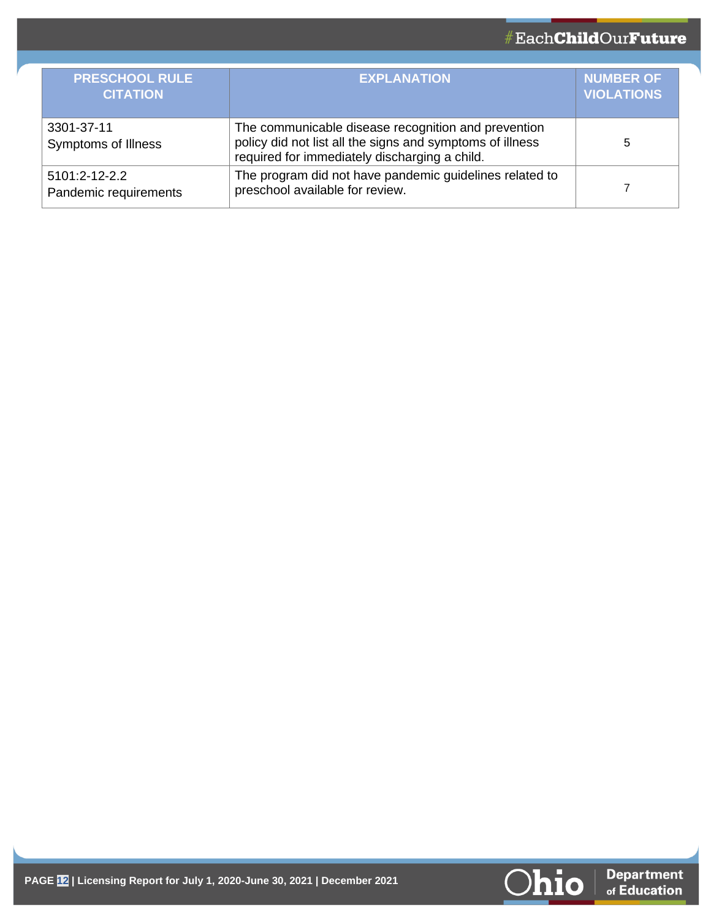| PRESCHOOL RULE CITATION | EXPLANATION | NUMBER OF VIOLATIONS |
|---|---|---|
| 3301-37-11 Symptoms of Illness | The communicable disease recognition and prevention policy did not list all the signs and symptoms of illness required for immediately discharging a child. | 5 |
| 5101:2-12-2.2 Pandemic requirements | The program did not have pandemic guidelines related to preschool available for review. | 7 |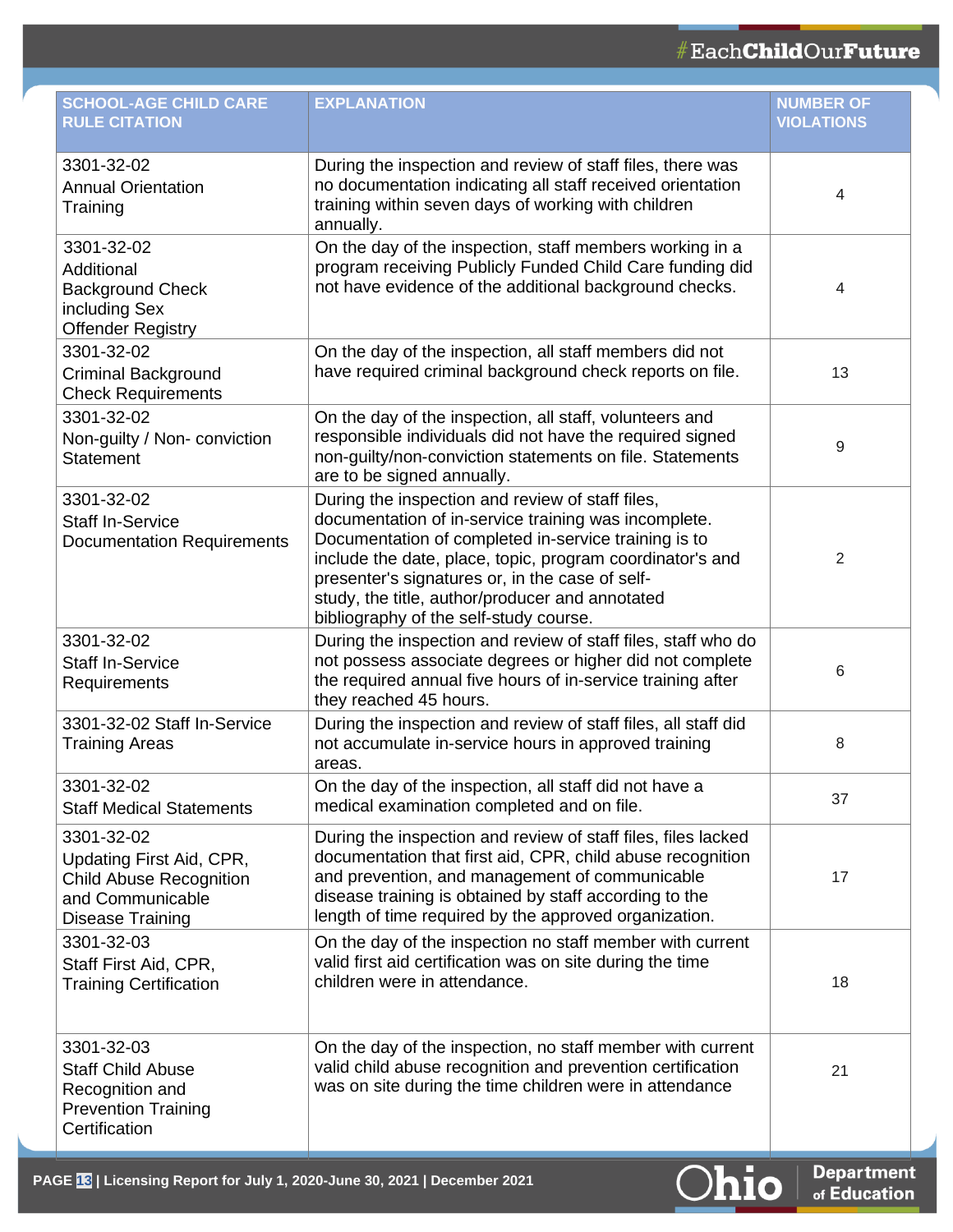| SCHOOL-AGE CHILD CARE RULE CITATION | EXPLANATION | NUMBER OF VIOLATIONS |
|---|---|---|
| 3301-32-02 Annual Orientation Training | During the inspection and review of staff files, there was no documentation indicating all staff received orientation training within seven days of working with children annually. | 4 |
| 3301-32-02 Additional Background Check including Sex Offender Registry | On the day of the inspection, staff members working in a program receiving Publicly Funded Child Care funding did not have evidence of the additional background checks. | 4 |
| 3301-32-02 Criminal Background Check Requirements | On the day of the inspection, all staff members did not have required criminal background check reports on file. | 13 |
| 3301-32-02 Non-guilty / Non- conviction Statement | On the day of the inspection, all staff, volunteers and responsible individuals did not have the required signed non-guilty/non-conviction statements on file. Statements are to be signed annually. | 9 |
| 3301-32-02 Staff In-Service Documentation Requirements | During the inspection and review of staff files, documentation of in-service training was incomplete. Documentation of completed in-service training is to include the date, place, topic, program coordinator's and presenter's signatures or, in the case of self-study, the title, author/producer and annotated bibliography of the self-study course. | 2 |
| 3301-32-02 Staff In-Service Requirements | During the inspection and review of staff files, staff who do not possess associate degrees or higher did not complete the required annual five hours of in-service training after they reached 45 hours. | 6 |
| 3301-32-02 Staff In-Service Training Areas | During the inspection and review of staff files, all staff did not accumulate in-service hours in approved training areas. | 8 |
| 3301-32-02 Staff Medical Statements | On the day of the inspection, all staff did not have a medical examination completed and on file. | 37 |
| 3301-32-02 Updating First Aid, CPR, Child Abuse Recognition and Communicable Disease Training | During the inspection and review of staff files, files lacked documentation that first aid, CPR, child abuse recognition and prevention, and management of communicable disease training is obtained by staff according to the length of time required by the approved organization. | 17 |
| 3301-32-03 Staff First Aid, CPR, Training Certification | On the day of the inspection no staff member with current valid first aid certification was on site during the time children were in attendance. | 18 |
| 3301-32-03 Staff Child Abuse Recognition and Prevention Training Certification | On the day of the inspection, no staff member with current valid child abuse recognition and prevention certification was on site during the time children were in attendance | 21 |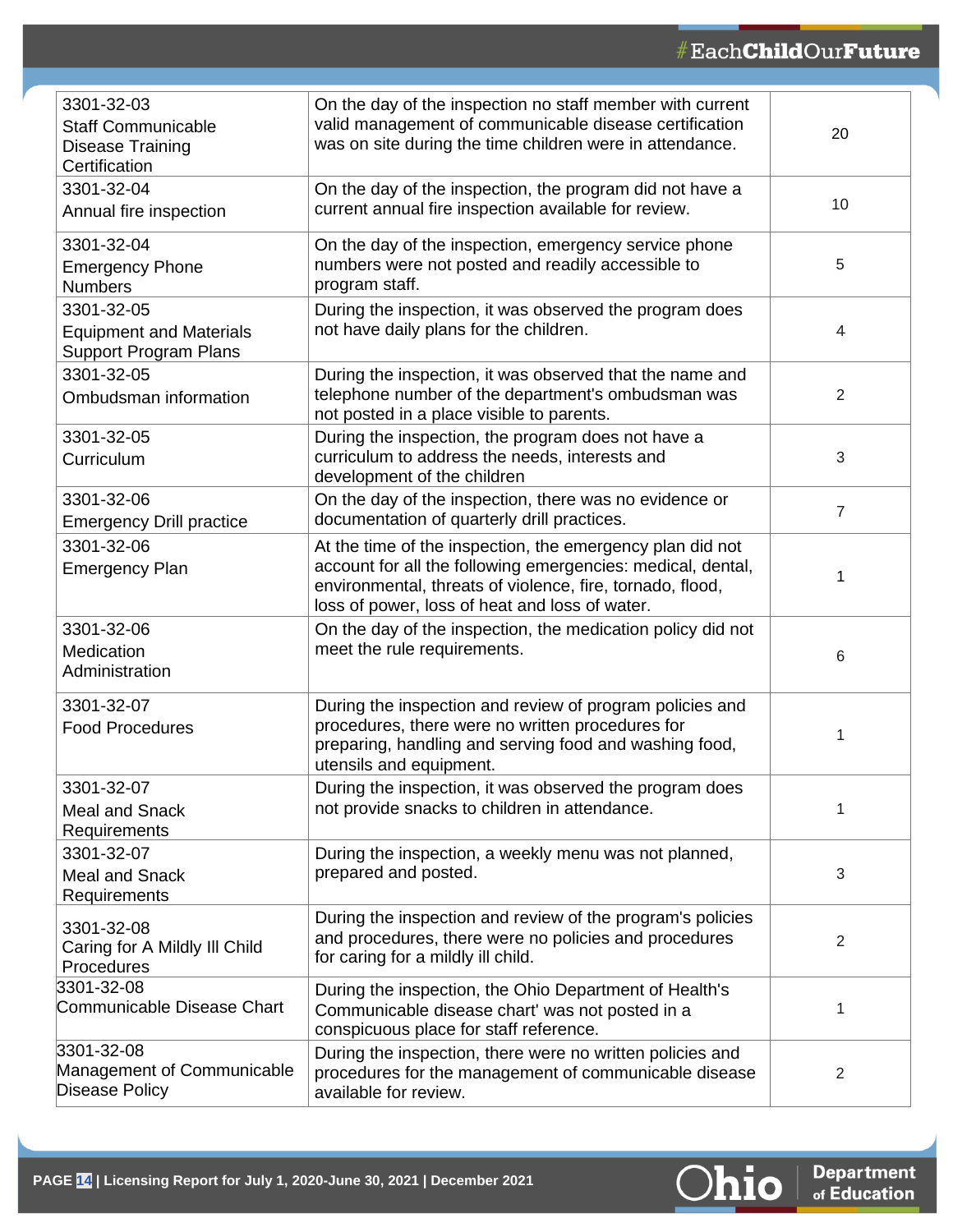| 3301-32-03 Staff Communicable Disease Training Certification | On the day of the inspection no staff member with current valid management of communicable disease certification was on site during the time children were in attendance. | 20 |
|---|---|---|
| 3301-32-04 Annual fire inspection | On the day of the inspection, the program did not have a current annual fire inspection available for review. | 10 |
| 3301-32-04 Emergency Phone Numbers | On the day of the inspection, emergency service phone numbers were not posted and readily accessible to program staff. | 5 |
| 3301-32-05 Equipment and Materials Support Program Plans | During the inspection, it was observed the program does not have daily plans for the children. | 4 |
| 3301-32-05 Ombudsman information | During the inspection, it was observed that the name and telephone number of the department's ombudsman was not posted in a place visible to parents. | 2 |
| 3301-32-05 Curriculum | During the inspection, the program does not have a curriculum to address the needs, interests and development of the children | 3 |
| 3301-32-06 Emergency Drill practice | On the day of the inspection, there was no evidence or documentation of quarterly drill practices. | 7 |
| 3301-32-06 Emergency Plan | At the time of the inspection, the emergency plan did not account for all the following emergencies: medical, dental, environmental, threats of violence, fire, tornado, flood, loss of power, loss of heat and loss of water. | 1 |
| 3301-32-06 Medication Administration | On the day of the inspection, the medication policy did not meet the rule requirements. | 6 |
| 3301-32-07 Food Procedures | During the inspection and review of program policies and procedures, there were no written procedures for preparing, handling and serving food and washing food, utensils and equipment. | 1 |
| 3301-32-07 Meal and Snack Requirements | During the inspection, it was observed the program does not provide snacks to children in attendance. | 1 |
| 3301-32-07 Meal and Snack Requirements | During the inspection, a weekly menu was not planned, prepared and posted. | 3 |
| 3301-32-08 Caring for A Mildly Ill Child Procedures | During the inspection and review of the program's policies and procedures, there were no policies and procedures for caring for a mildly ill child. | 2 |
| 3301-32-08 Communicable Disease Chart | During the inspection, the Ohio Department of Health's Communicable disease chart' was not posted in a conspicuous place for staff reference. | 1 |
| 3301-32-08 Management of Communicable Disease Policy | During the inspection, there were no written policies and procedures for the management of communicable disease available for review. | 2 |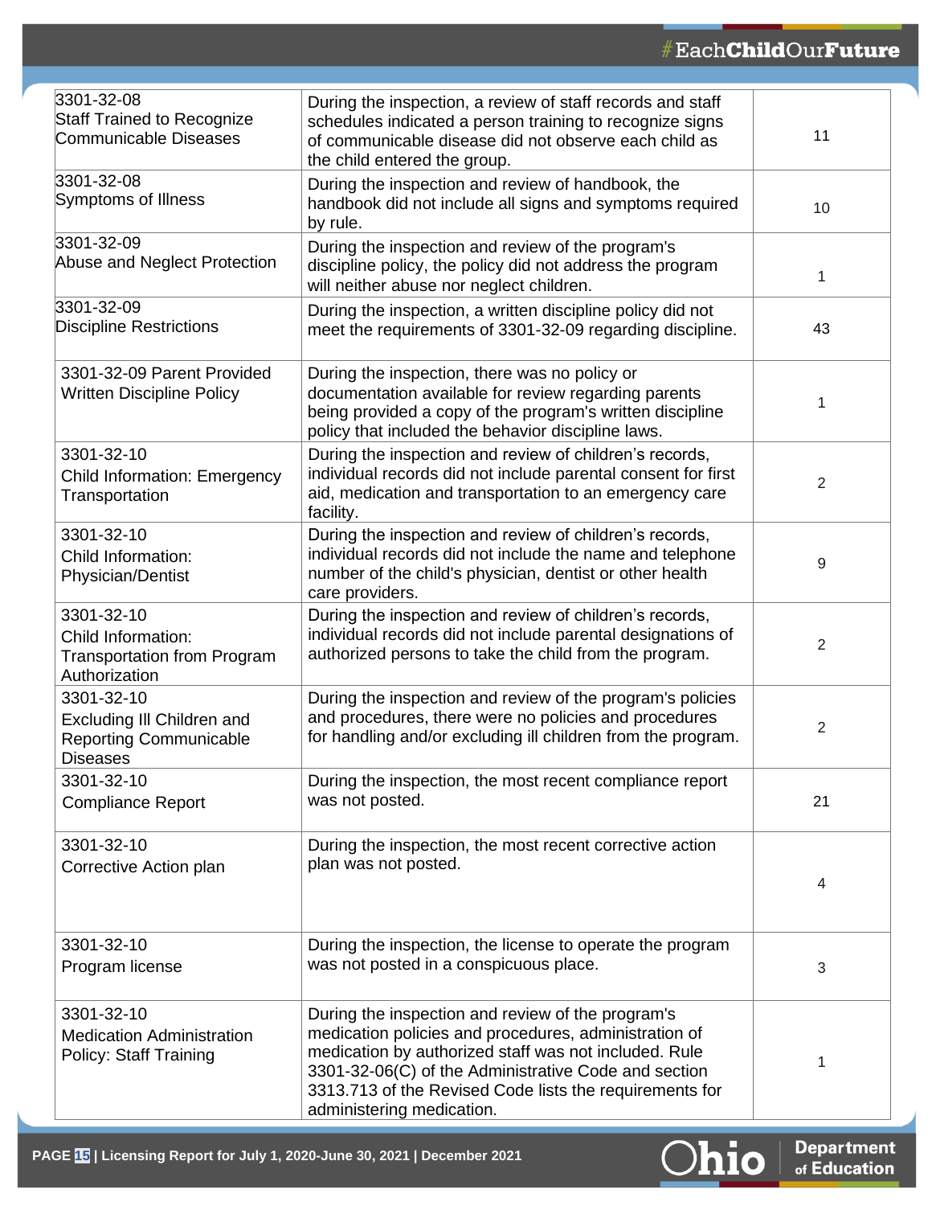| 3301-32-08 Staff Trained to Recognize Communicable Diseases | During the inspection, a review of staff records and staff schedules indicated a person training to recognize signs of communicable disease did not observe each child as the child entered the group. | 11 |
|---|---|---|
| 3301-32-08 Symptoms of Illness | During the inspection and review of handbook, the handbook did not include all signs and symptoms required by rule. | 10 |
| 3301-32-09 Abuse and Neglect Protection | During the inspection and review of the program's discipline policy, the policy did not address the program will neither abuse nor neglect children. | 1 |
| 3301-32-09 Discipline Restrictions | During the inspection, a written discipline policy did not meet the requirements of 3301-32-09 regarding discipline. | 43 |
| 3301-32-09 Parent Provided Written Discipline Policy | During the inspection, there was no policy or documentation available for review regarding parents being provided a copy of the program's written discipline policy that included the behavior discipline laws. | 1 |
| 3301-32-10 Child Information: Emergency Transportation | During the inspection and review of children's records, individual records did not include parental consent for first aid, medication and transportation to an emergency care facility. | 2 |
| 3301-32-10 Child Information: Physician/Dentist | During the inspection and review of children's records, individual records did not include the name and telephone number of the child's physician, dentist or other health care providers. | 9 |
| 3301-32-10 Child Information: Transportation from Program Authorization | During the inspection and review of children's records, individual records did not include parental designations of authorized persons to take the child from the program. | 2 |
| 3301-32-10 Excluding Ill Children and Reporting Communicable Diseases | During the inspection and review of the program's policies and procedures, there were no policies and procedures for handling and/or excluding ill children from the program. | 2 |
| 3301-32-10 Compliance Report | During the inspection, the most recent compliance report was not posted. | 21 |
| 3301-32-10 Corrective Action plan | During the inspection, the most recent corrective action plan was not posted. | 4 |
| 3301-32-10 Program license | During the inspection, the license to operate the program was not posted in a conspicuous place. | 3 |
| 3301-32-10 Medication Administration Policy: Staff Training | During the inspection and review of the program's medication policies and procedures, administration of medication by authorized staff was not included. Rule 3301-32-06(C) of the Administrative Code and section 3313.713 of the Revised Code lists the requirements for administering medication. | 1 |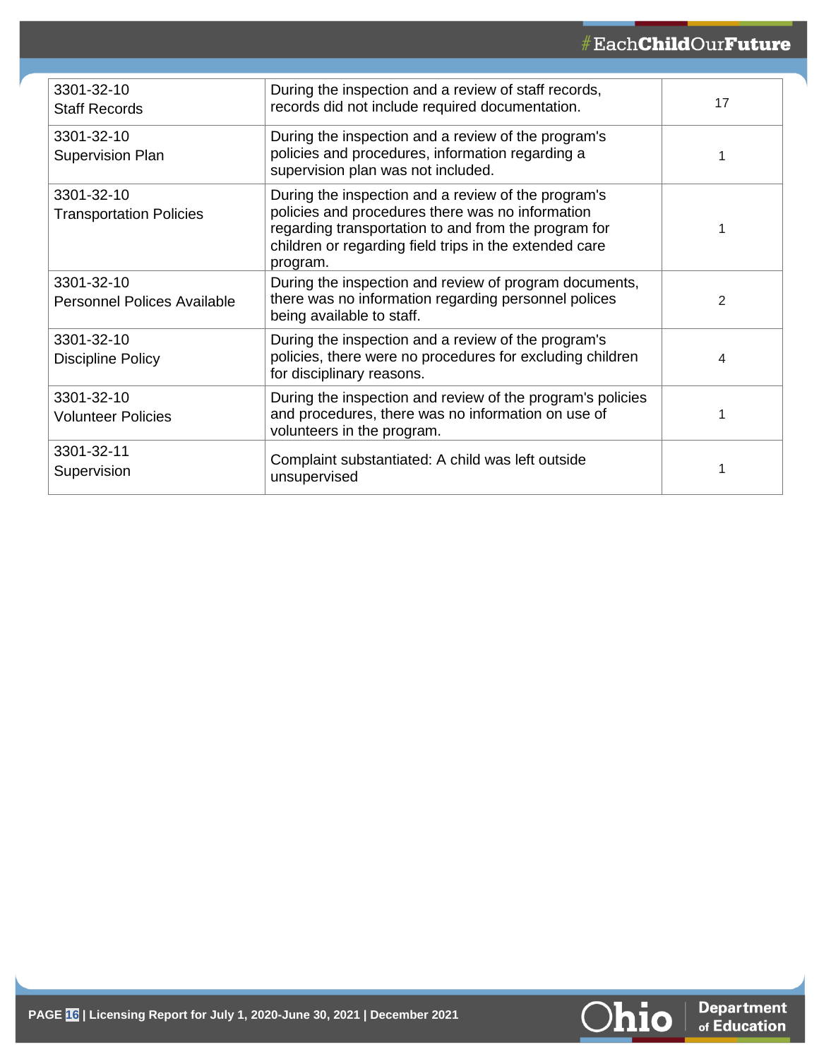| | | |
|---|---|---|
| 3301-32-10 Staff Records | During the inspection and a review of staff records, records did not include required documentation. | 17 |
| 3301-32-10 Supervision Plan | During the inspection and a review of the program's policies and procedures, information regarding a supervision plan was not included. | 1 |
| 3301-32-10 Transportation Policies | During the inspection and a review of the program's policies and procedures there was no information regarding transportation to and from the program for children or regarding field trips in the extended care program. | 1 |
| 3301-32-10 Personnel Polices Available | During the inspection and review of program documents, there was no information regarding personnel polices being available to staff. | 2 |
| 3301-32-10 Discipline Policy | During the inspection and a review of the program's policies, there were no procedures for excluding children for disciplinary reasons. | 4 |
| 3301-32-10 Volunteer Policies | During the inspection and review of the program's policies and procedures, there was no information on use of volunteers in the program. | 1 |
| 3301-32-11 Supervision | Complaint substantiated: A child was left outside unsupervised | 1 |